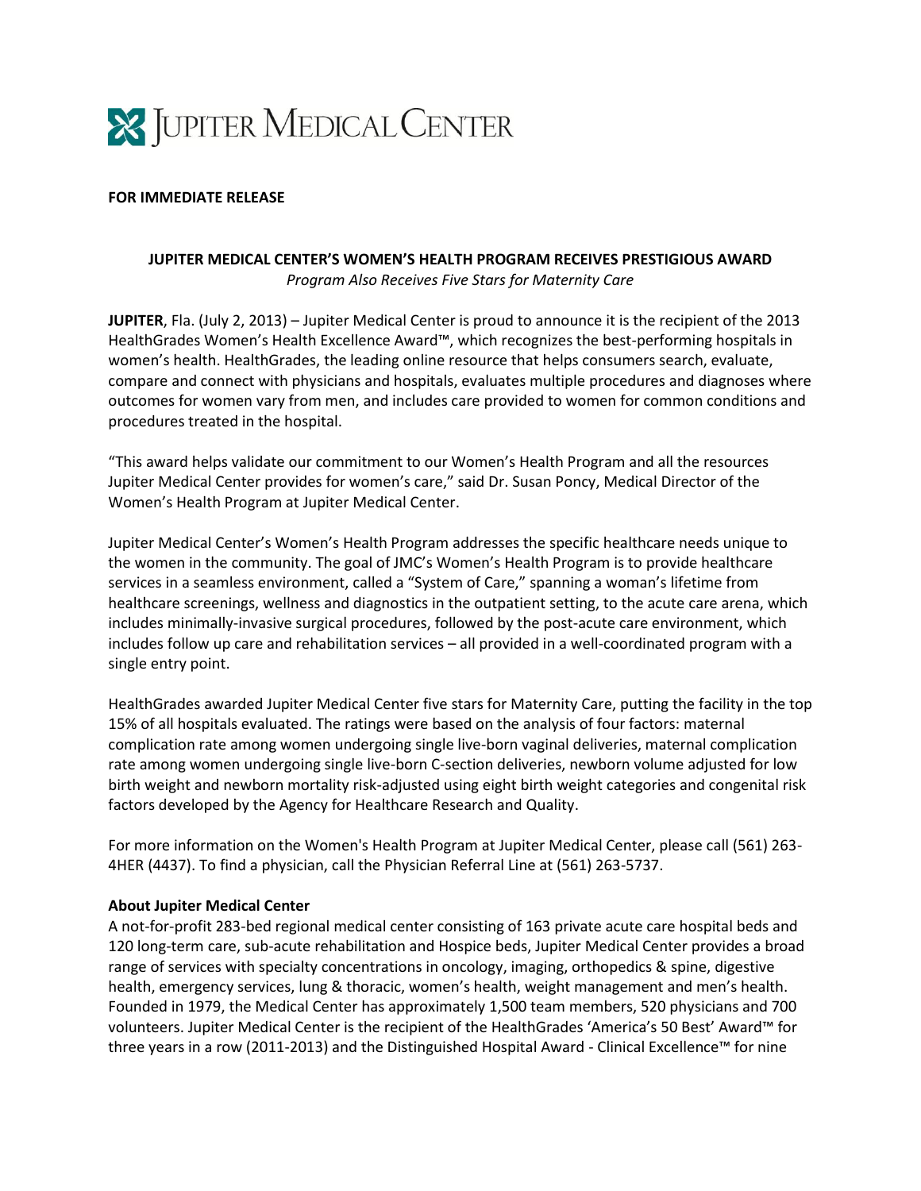# JUPITER MEDICAL CENTER

**FOR IMMEDIATE RELEASE**

**JUPITER MEDICAL CENTER'S WOMEN'S HEALTH PROGRAM RECEIVES PRESTIGIOUS AWARD**

*Program Also Receives Five Stars for Maternity Care*

**JUPITER**, Fla. (July 2, 2013) – Jupiter Medical Center is proud to announce it is the recipient of the 2013 HealthGrades Women's Health Excellence Award™, which recognizes the best-performing hospitals in women's health. HealthGrades, the leading online resource that helps consumers search, evaluate, compare and connect with physicians and hospitals, evaluates multiple procedures and diagnoses where outcomes for women vary from men, and includes care provided to women for common conditions and procedures treated in the hospital.

"This award helps validate our commitment to our Women's Health Program and all the resources Jupiter Medical Center provides for women's care," said Dr. Susan Poncy, Medical Director of the Women's Health Program at Jupiter Medical Center.

Jupiter Medical Center's Women's Health Program addresses the specific healthcare needs unique to the women in the community. The goal of JMC's Women's Health Program is to provide healthcare services in a seamless environment, called a "System of Care," spanning a woman's lifetime from healthcare screenings, wellness and diagnostics in the outpatient setting, to the acute care arena, which includes minimally-invasive surgical procedures, followed by the post-acute care environment, which includes follow up care and rehabilitation services – all provided in a well-coordinated program with a single entry point.

HealthGrades awarded Jupiter Medical Center five stars for Maternity Care, putting the facility in the top 15% of all hospitals evaluated. The ratings were based on the analysis of four factors: maternal complication rate among women undergoing single live-born vaginal deliveries, maternal complication rate among women undergoing single live-born C-section deliveries, newborn volume adjusted for low birth weight and newborn mortality risk-adjusted using eight birth weight categories and congenital risk factors developed by the Agency for Healthcare Research and Quality.

For more information on the Women's Health Program at Jupiter Medical Center, please call (561) 263-4HER (4437). To find a physician, call the Physician Referral Line at (561) 263-5737.

**About Jupiter Medical Center**

A not-for-profit 283-bed regional medical center consisting of 163 private acute care hospital beds and 120 long-term care, sub-acute rehabilitation and Hospice beds, Jupiter Medical Center provides a broad range of services with specialty concentrations in oncology, imaging, orthopedics & spine, digestive health, emergency services, lung & thoracic, women's health, weight management and men's health. Founded in 1979, the Medical Center has approximately 1,500 team members, 520 physicians and 700 volunteers. Jupiter Medical Center is the recipient of the HealthGrades 'America's 50 Best' Award™ for three years in a row (2011-2013) and the Distinguished Hospital Award - Clinical Excellence™ for nine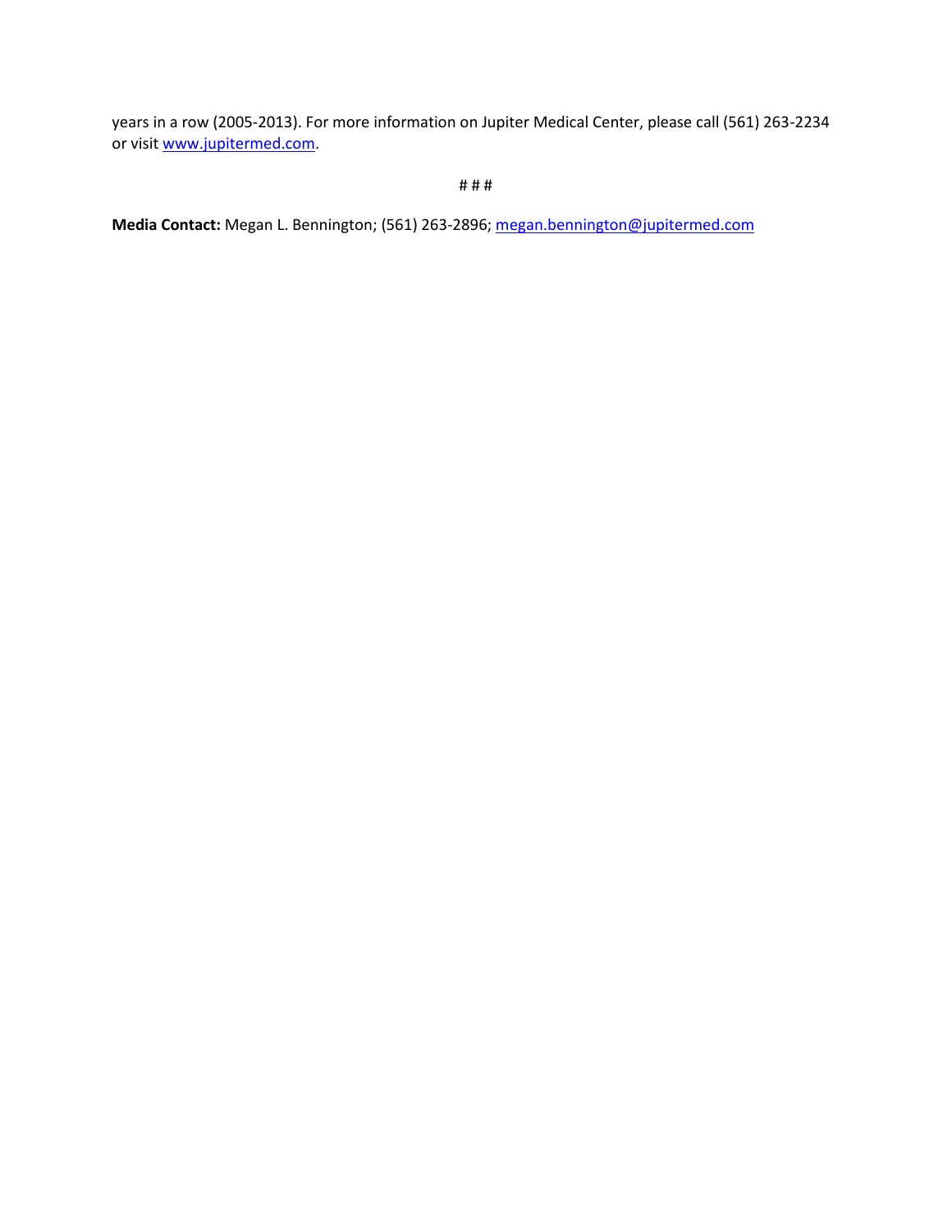years in a row (2005-2013). For more information on Jupiter Medical Center, please call (561) 263-2234 or visit www.jupitermed.com.

# # #

**Media Contact:** Megan L. Bennington; (561) 263-2896; megan.bennington@jupitermed.com